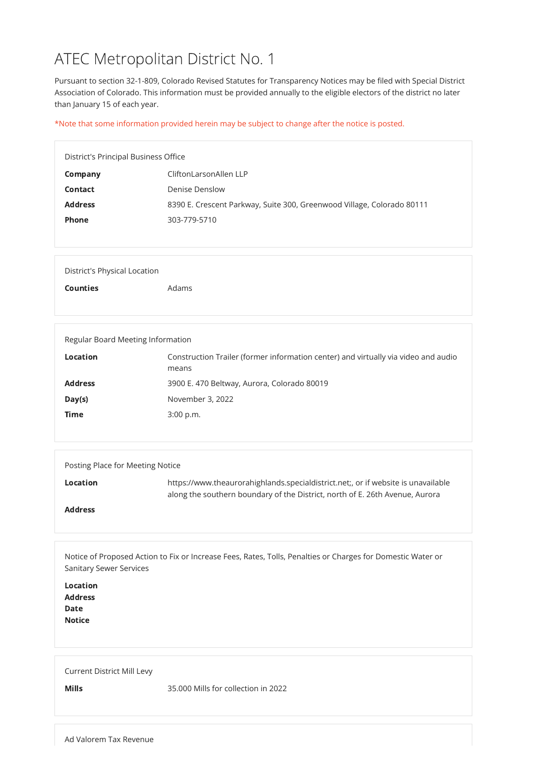# ATEC Metropolitan District No. 1

Pursuant to section 32-1-809, Colorado Revised Statutes for Transparency Notices may be filed with Special District Association of Colorado. This information must be provided annually to the eligible electors of the district no later than January 15 of each year.

*Note that some information provided herein may be subject to change after the notice is posted.

District's Principal Business Office

| | |
|---|---|
| **Company** | CliftonLarsonAllen LLP |
| **Contact** | Denise Denslow |
| **Address** | 8390 E. Crescent Parkway, Suite 300, Greenwood Village, Colorado 80111 |
| **Phone** | 303-779-5710 |

District's Physical Location

| | |
|---|---|
| **Counties** | Adams |

Regular Board Meeting Information

| | |
|---|---|
| **Location** | Construction Trailer (former information center) and virtually via video and audio means |
| **Address** | 3900 E. 470 Beltway, Aurora, Colorado 80019 |
| **Day(s)** | November 3, 2022 |
| **Time** | 3:00 p.m. |

Posting Place for Meeting Notice

| | |
|---|---|
| **Location** | https://www.theaurorahighlands.specialdistrict.net;, or if website is unavailable along the southern boundary of the District, north of E. 26th Avenue, Aurora |
| **Address** | |

Notice of Proposed Action to Fix or Increase Fees, Rates, Tolls, Penalties or Charges for Domestic Water or Sanitary Sewer Services

**Location**
**Address**
**Date**
**Notice**

Current District Mill Levy

| | |
|---|---|
| **Mills** | 35.000 Mills for collection in 2022 |

Ad Valorem Tax Revenue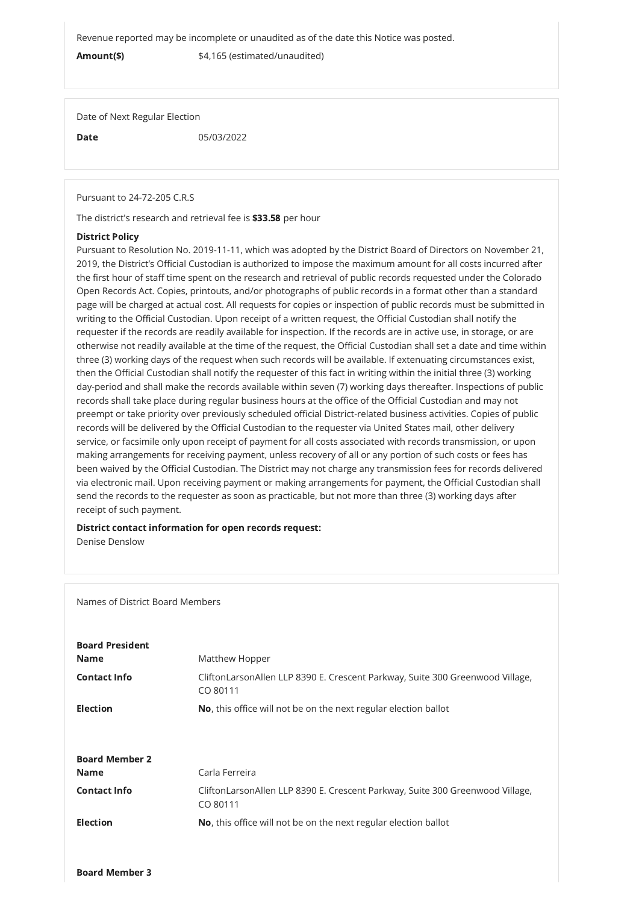Revenue reported may be incomplete or unaudited as of the date this Notice was posted.

**Amount($)** $4,165 (estimated/unaudited)

Date of Next Regular Election

**Date** 05/03/2022

Pursuant to 24-72-205 C.R.S

The district's research and retrieval fee is **$33.58** per hour

**District Policy**

Pursuant to Resolution No. 2019-11-11, which was adopted by the District Board of Directors on November 21, 2019, the District's Official Custodian is authorized to impose the maximum amount for all costs incurred after the first hour of staff time spent on the research and retrieval of public records requested under the Colorado Open Records Act. Copies, printouts, and/or photographs of public records in a format other than a standard page will be charged at actual cost. All requests for copies or inspection of public records must be submitted in writing to the Official Custodian. Upon receipt of a written request, the Official Custodian shall notify the requester if the records are readily available for inspection. If the records are in active use, in storage, or are otherwise not readily available at the time of the request, the Official Custodian shall set a date and time within three (3) working days of the request when such records will be available. If extenuating circumstances exist, then the Official Custodian shall notify the requester of this fact in writing within the initial three (3) working day-period and shall make the records available within seven (7) working days thereafter. Inspections of public records shall take place during regular business hours at the office of the Official Custodian and may not preempt or take priority over previously scheduled official District-related business activities. Copies of public records will be delivered by the Official Custodian to the requester via United States mail, other delivery service, or facsimile only upon receipt of payment for all costs associated with records transmission, or upon making arrangements for receiving payment, unless recovery of all or any portion of such costs or fees has been waived by the Official Custodian. The District may not charge any transmission fees for records delivered via electronic mail. Upon receiving payment or making arrangements for payment, the Official Custodian shall send the records to the requester as soon as practicable, but not more than three (3) working days after receipt of such payment.

**District contact information for open records request:**

Denise Denslow

Names of District Board Members

**Board President**

**Name** Matthew Hopper

**Contact Info** CliftonLarsonAllen LLP 8390 E. Crescent Parkway, Suite 300 Greenwood Village, CO 80111

**Election** **No**, this office will not be on the next regular election ballot

**Board Member 2**

**Name** Carla Ferreira

**Contact Info** CliftonLarsonAllen LLP 8390 E. Crescent Parkway, Suite 300 Greenwood Village, CO 80111

**Election** **No**, this office will not be on the next regular election ballot

**Board Member 3**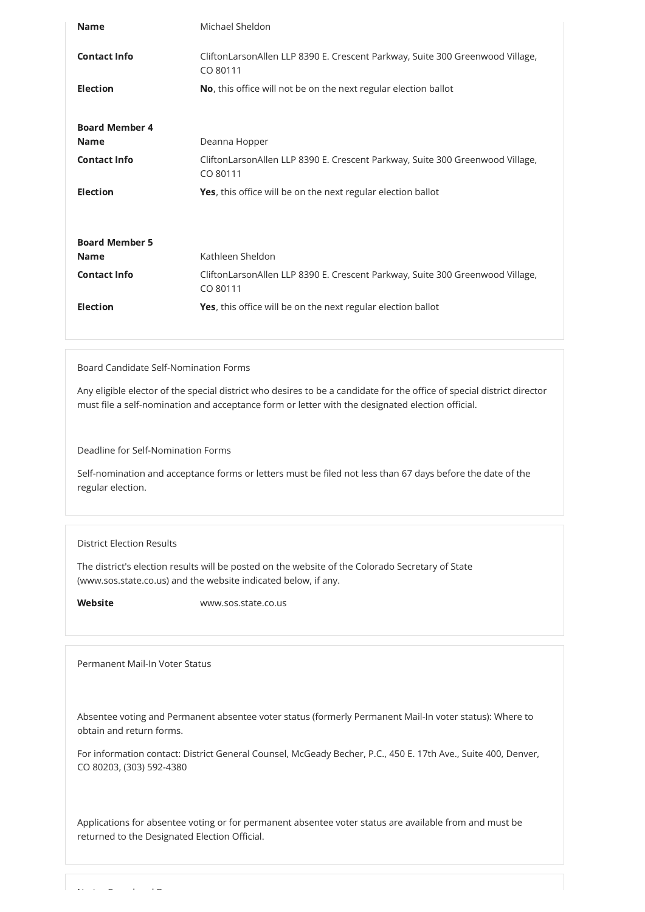| | |
|---|---|
| **Name** | Michael Sheldon |
| **Contact Info** | CliftonLarsonAllen LLP 8390 E. Crescent Parkway, Suite 300 Greenwood Village, CO 80111 |
| **Election** | **No**, this office will not be on the next regular election ballot |

**Board Member 4**

| | |
|---|---|
| **Name** | Deanna Hopper |
| **Contact Info** | CliftonLarsonAllen LLP 8390 E. Crescent Parkway, Suite 300 Greenwood Village, CO 80111 |
| **Election** | **Yes**, this office will be on the next regular election ballot |

**Board Member 5**

| | |
|---|---|
| **Name** | Kathleen Sheldon |
| **Contact Info** | CliftonLarsonAllen LLP 8390 E. Crescent Parkway, Suite 300 Greenwood Village, CO 80111 |
| **Election** | **Yes**, this office will be on the next regular election ballot |

Board Candidate Self-Nomination Forms

Any eligible elector of the special district who desires to be a candidate for the office of special district director must file a self-nomination and acceptance form or letter with the designated election official.

Deadline for Self-Nomination Forms

Self-nomination and acceptance forms or letters must be filed not less than 67 days before the date of the regular election.

District Election Results

The district's election results will be posted on the website of the Colorado Secretary of State (www.sos.state.co.us) and the website indicated below, if any.

**Website** www.sos.state.co.us

Permanent Mail-In Voter Status

Absentee voting and Permanent absentee voter status (formerly Permanent Mail-In voter status): Where to obtain and return forms.

For information contact: District General Counsel, McGeady Becher, P.C., 450 E. 17th Ave., Suite 400, Denver, CO 80203, (303) 592-4380

Applications for absentee voting or for permanent absentee voter status are available from and must be returned to the Designated Election Official.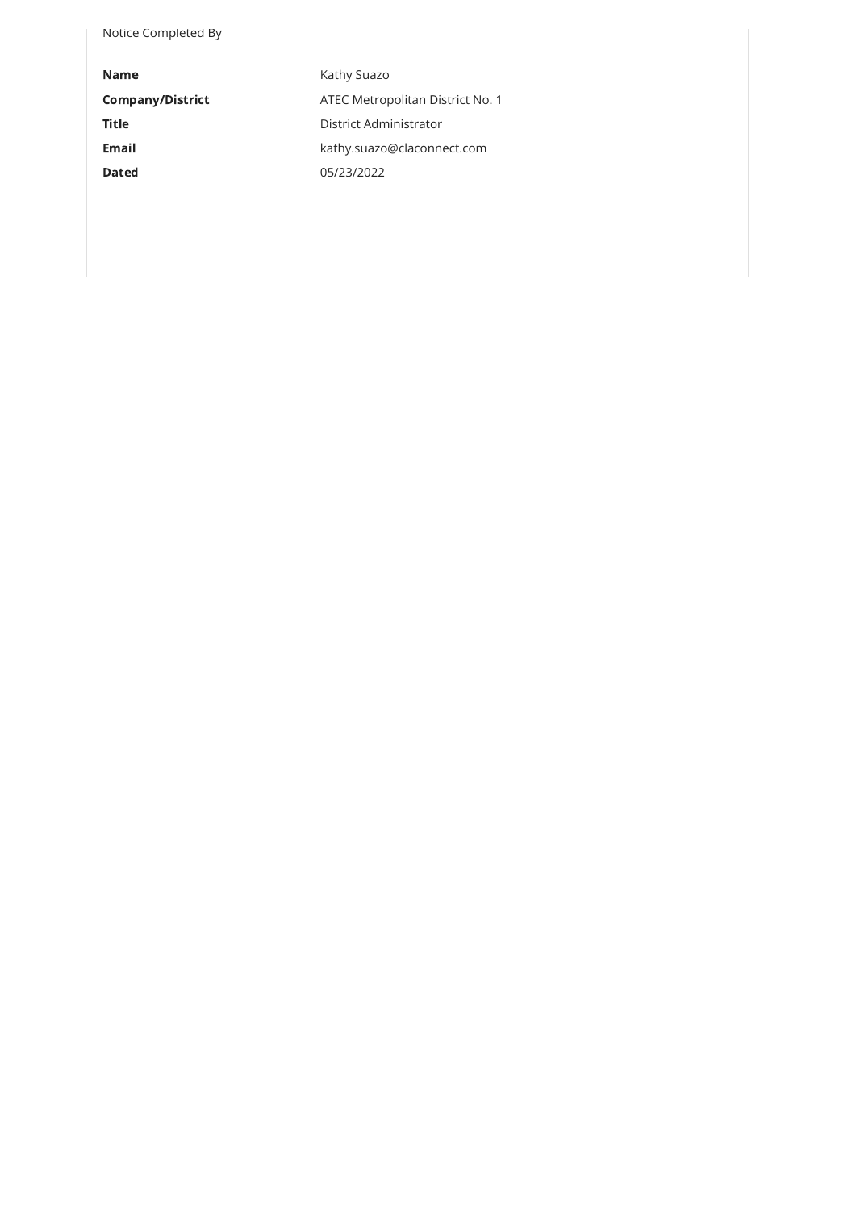Notice Completed By

| | |
|---|---|
| **Name** | Kathy Suazo |
| **Company/District** | ATEC Metropolitan District No. 1 |
| **Title** | District Administrator |
| **Email** | kathy.suazo@claconnect.com |
| **Dated** | 05/23/2022 |